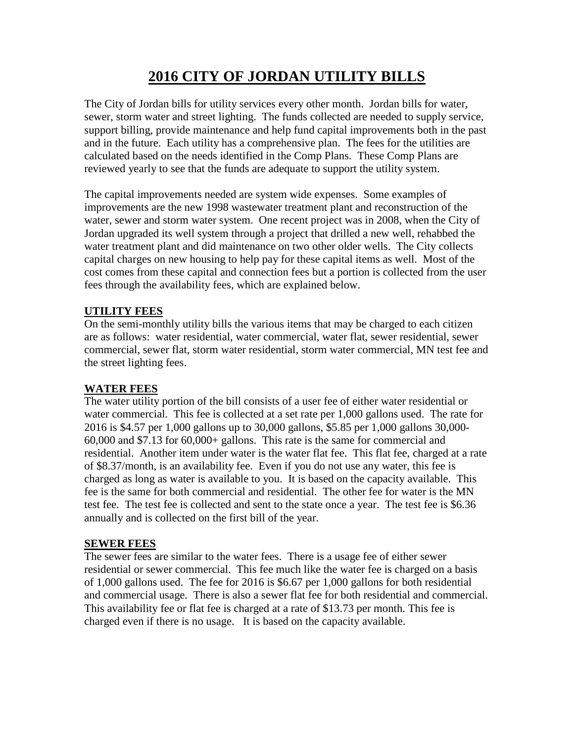# 2016 CITY OF JORDAN UTILITY BILLS

The City of Jordan bills for utility services every other month. Jordan bills for water, sewer, storm water and street lighting. The funds collected are needed to supply service, support billing, provide maintenance and help fund capital improvements both in the past and in the future. Each utility has a comprehensive plan. The fees for the utilities are calculated based on the needs identified in the Comp Plans. These Comp Plans are reviewed yearly to see that the funds are adequate to support the utility system.

The capital improvements needed are system wide expenses. Some examples of improvements are the new 1998 wastewater treatment plant and reconstruction of the water, sewer and storm water system. One recent project was in 2008, when the City of Jordan upgraded its well system through a project that drilled a new well, rehabbed the water treatment plant and did maintenance on two other older wells. The City collects capital charges on new housing to help pay for these capital items as well. Most of the cost comes from these capital and connection fees but a portion is collected from the user fees through the availability fees, which are explained below.

**UTILITY FEES**

On the semi-monthly utility bills the various items that may be charged to each citizen are as follows: water residential, water commercial, water flat, sewer residential, sewer commercial, sewer flat, storm water residential, storm water commercial, MN test fee and the street lighting fees.

**WATER FEES**

The water utility portion of the bill consists of a user fee of either water residential or water commercial. This fee is collected at a set rate per 1,000 gallons used. The rate for 2016 is $4.57 per 1,000 gallons up to 30,000 gallons, $5.85 per 1,000 gallons 30,000-60,000 and $7.13 for 60,000+ gallons. This rate is the same for commercial and residential. Another item under water is the water flat fee. This flat fee, charged at a rate of $8.37/month, is an availability fee. Even if you do not use any water, this fee is charged as long as water is available to you. It is based on the capacity available. This fee is the same for both commercial and residential. The other fee for water is the MN test fee. The test fee is collected and sent to the state once a year. The test fee is $6.36 annually and is collected on the first bill of the year.

**SEWER FEES**

The sewer fees are similar to the water fees. There is a usage fee of either sewer residential or sewer commercial. This fee much like the water fee is charged on a basis of 1,000 gallons used. The fee for 2016 is $6.67 per 1,000 gallons for both residential and commercial usage. There is also a sewer flat fee for both residential and commercial. This availability fee or flat fee is charged at a rate of $13.73 per month. This fee is charged even if there is no usage. It is based on the capacity available.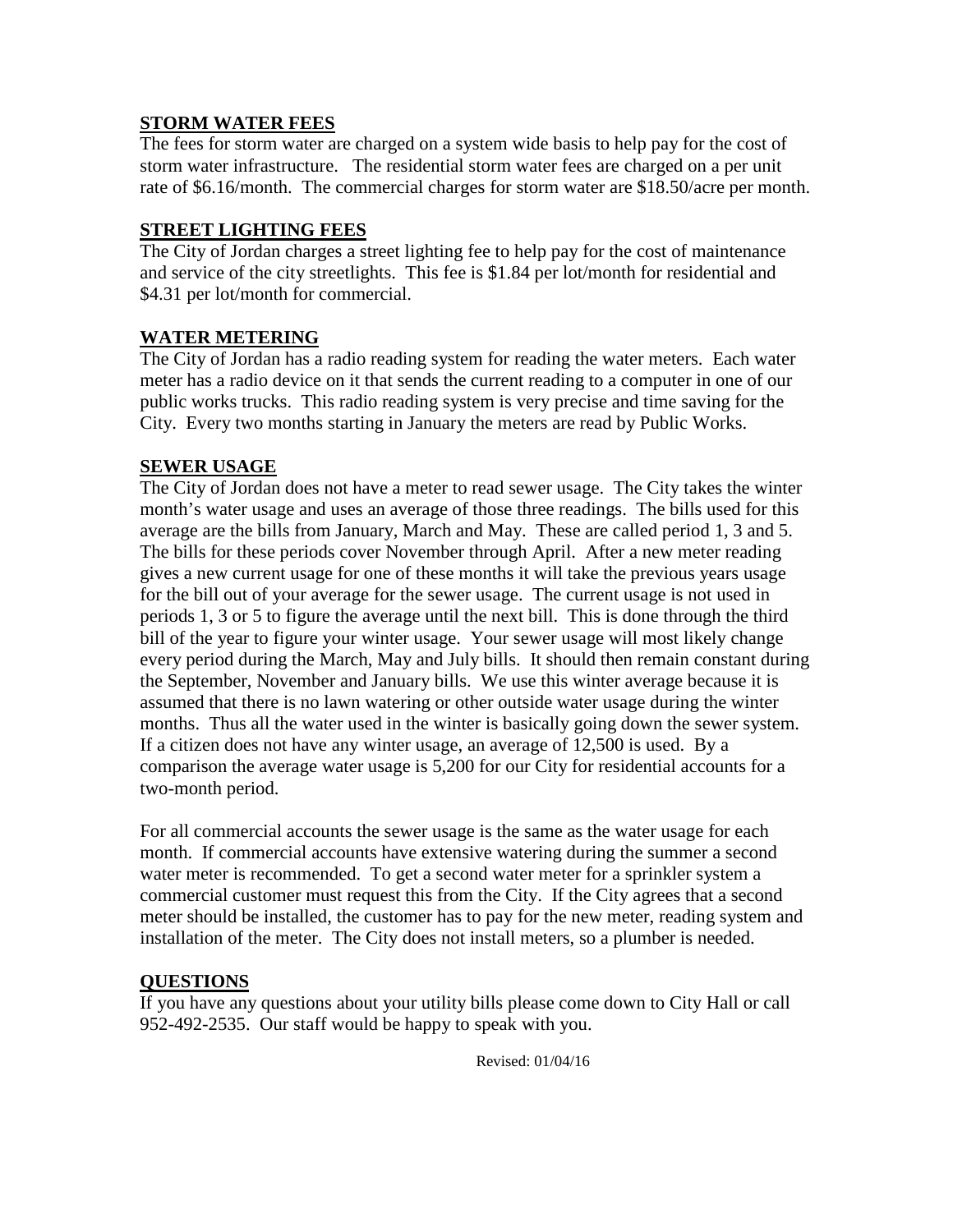## STORM WATER FEES

The fees for storm water are charged on a system wide basis to help pay for the cost of storm water infrastructure. The residential storm water fees are charged on a per unit rate of $6.16/month. The commercial charges for storm water are $18.50/acre per month.

## STREET LIGHTING FEES

The City of Jordan charges a street lighting fee to help pay for the cost of maintenance and service of the city streetlights. This fee is $1.84 per lot/month for residential and $4.31 per lot/month for commercial.

## WATER METERING

The City of Jordan has a radio reading system for reading the water meters. Each water meter has a radio device on it that sends the current reading to a computer in one of our public works trucks. This radio reading system is very precise and time saving for the City. Every two months starting in January the meters are read by Public Works.

## SEWER USAGE

The City of Jordan does not have a meter to read sewer usage. The City takes the winter month's water usage and uses an average of those three readings. The bills used for this average are the bills from January, March and May. These are called period 1, 3 and 5. The bills for these periods cover November through April. After a new meter reading gives a new current usage for one of these months it will take the previous years usage for the bill out of your average for the sewer usage. The current usage is not used in periods 1, 3 or 5 to figure the average until the next bill. This is done through the third bill of the year to figure your winter usage. Your sewer usage will most likely change every period during the March, May and July bills. It should then remain constant during the September, November and January bills. We use this winter average because it is assumed that there is no lawn watering or other outside water usage during the winter months. Thus all the water used in the winter is basically going down the sewer system. If a citizen does not have any winter usage, an average of 12,500 is used. By a comparison the average water usage is 5,200 for our City for residential accounts for a two-month period.

For all commercial accounts the sewer usage is the same as the water usage for each month. If commercial accounts have extensive watering during the summer a second water meter is recommended. To get a second water meter for a sprinkler system a commercial customer must request this from the City. If the City agrees that a second meter should be installed, the customer has to pay for the new meter, reading system and installation of the meter. The City does not install meters, so a plumber is needed.

## QUESTIONS

If you have any questions about your utility bills please come down to City Hall or call 952-492-2535. Our staff would be happy to speak with you.

Revised: 01/04/16